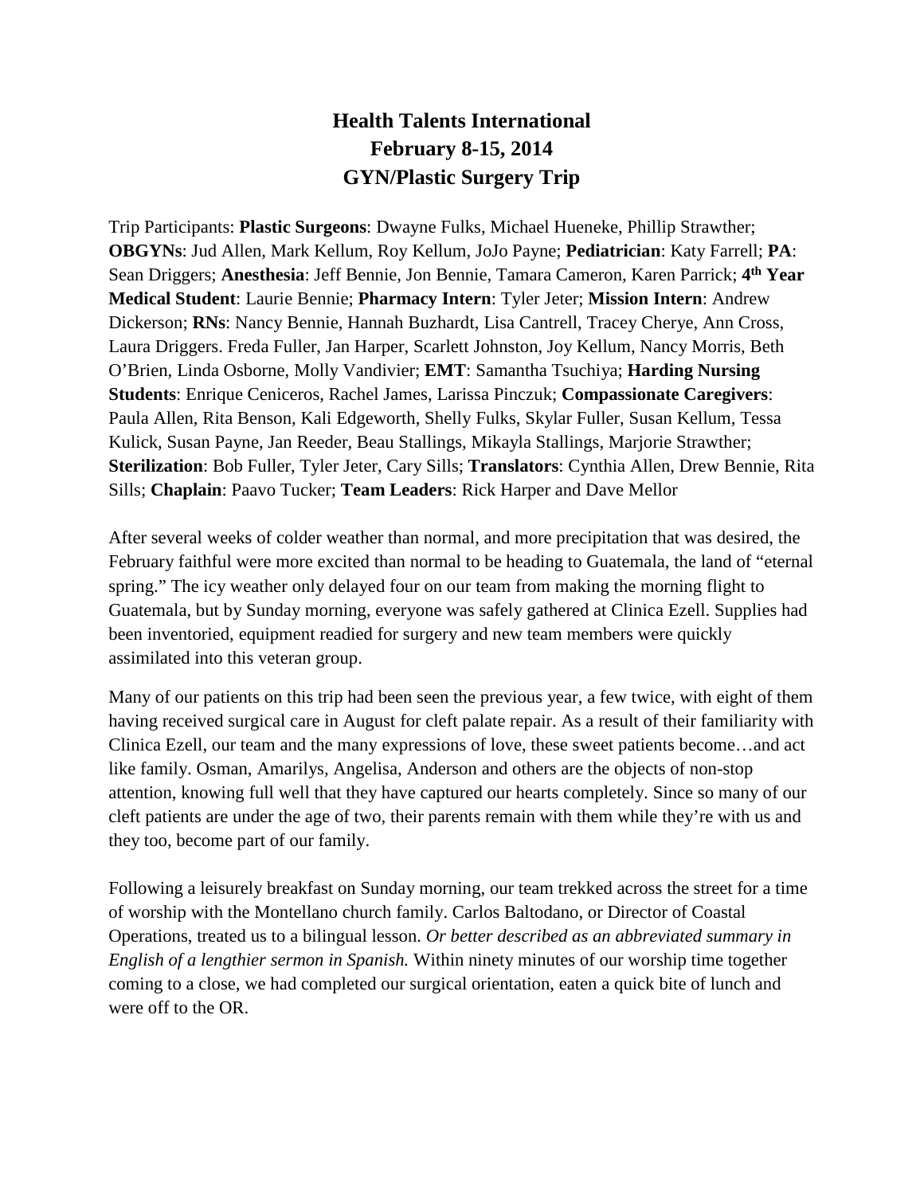# Health Talents International
# February 8-15, 2014
# GYN/Plastic Surgery Trip

Trip Participants: **Plastic Surgeons**: Dwayne Fulks, Michael Hueneke, Phillip Strawther; **OBGYNs**: Jud Allen, Mark Kellum, Roy Kellum, JoJo Payne; **Pediatrician**: Katy Farrell; **PA**: Sean Driggers; **Anesthesia**: Jeff Bennie, Jon Bennie, Tamara Cameron, Karen Parrick; **4th Year Medical Student**: Laurie Bennie; **Pharmacy Intern**: Tyler Jeter; **Mission Intern**: Andrew Dickerson; **RNs**: Nancy Bennie, Hannah Buzhardt, Lisa Cantrell, Tracey Cherye, Ann Cross, Laura Driggers. Freda Fuller, Jan Harper, Scarlett Johnston, Joy Kellum, Nancy Morris, Beth O'Brien, Linda Osborne, Molly Vandivier; **EMT**: Samantha Tsuchiya; **Harding Nursing Students**: Enrique Ceniceros, Rachel James, Larissa Pinczuk; **Compassionate Caregivers**: Paula Allen, Rita Benson, Kali Edgeworth, Shelly Fulks, Skylar Fuller, Susan Kellum, Tessa Kulick, Susan Payne, Jan Reeder, Beau Stallings, Mikayla Stallings, Marjorie Strawther; **Sterilization**: Bob Fuller, Tyler Jeter, Cary Sills; **Translators**: Cynthia Allen, Drew Bennie, Rita Sills; **Chaplain**: Paavo Tucker; **Team Leaders**: Rick Harper and Dave Mellor

After several weeks of colder weather than normal, and more precipitation that was desired, the February faithful were more excited than normal to be heading to Guatemala, the land of "eternal spring." The icy weather only delayed four on our team from making the morning flight to Guatemala, but by Sunday morning, everyone was safely gathered at Clinica Ezell. Supplies had been inventoried, equipment readied for surgery and new team members were quickly assimilated into this veteran group.

Many of our patients on this trip had been seen the previous year, a few twice, with eight of them having received surgical care in August for cleft palate repair. As a result of their familiarity with Clinica Ezell, our team and the many expressions of love, these sweet patients become…and act like family. Osman, Amarilys, Angelisa, Anderson and others are the objects of non-stop attention, knowing full well that they have captured our hearts completely. Since so many of our cleft patients are under the age of two, their parents remain with them while they're with us and they too, become part of our family.

Following a leisurely breakfast on Sunday morning, our team trekked across the street for a time of worship with the Montellano church family. Carlos Baltodano, or Director of Coastal Operations, treated us to a bilingual lesson. *Or better described as an abbreviated summary in English of a lengthier sermon in Spanish.* Within ninety minutes of our worship time together coming to a close, we had completed our surgical orientation, eaten a quick bite of lunch and were off to the OR.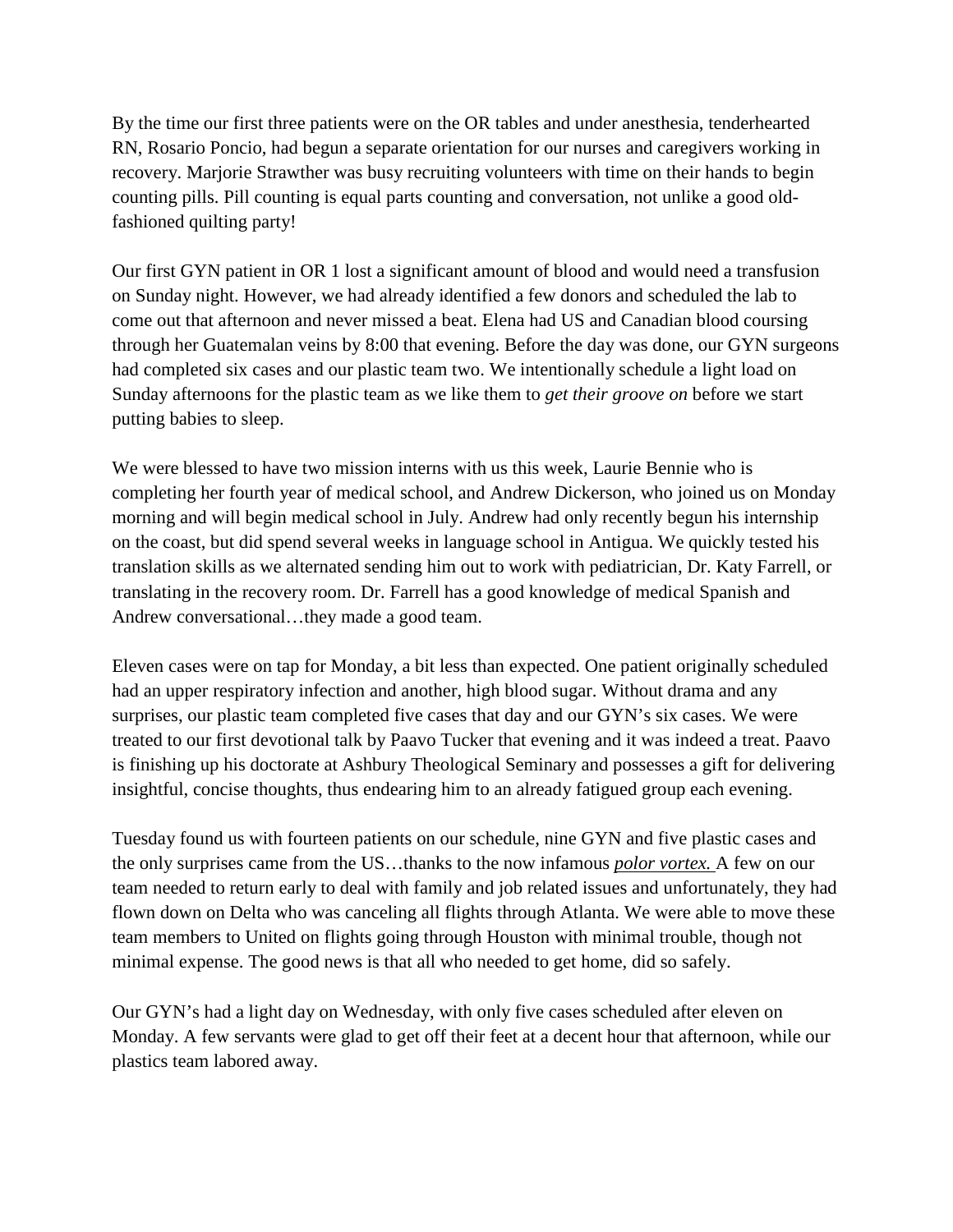By the time our first three patients were on the OR tables and under anesthesia, tenderhearted RN, Rosario Poncio, had begun a separate orientation for our nurses and caregivers working in recovery. Marjorie Strawther was busy recruiting volunteers with time on their hands to begin counting pills. Pill counting is equal parts counting and conversation, not unlike a good old-fashioned quilting party!

Our first GYN patient in OR 1 lost a significant amount of blood and would need a transfusion on Sunday night. However, we had already identified a few donors and scheduled the lab to come out that afternoon and never missed a beat. Elena had US and Canadian blood coursing through her Guatemalan veins by 8:00 that evening. Before the day was done, our GYN surgeons had completed six cases and our plastic team two. We intentionally schedule a light load on Sunday afternoons for the plastic team as we like them to *get their groove on* before we start putting babies to sleep.

We were blessed to have two mission interns with us this week, Laurie Bennie who is completing her fourth year of medical school, and Andrew Dickerson, who joined us on Monday morning and will begin medical school in July. Andrew had only recently begun his internship on the coast, but did spend several weeks in language school in Antigua. We quickly tested his translation skills as we alternated sending him out to work with pediatrician, Dr. Katy Farrell, or translating in the recovery room. Dr. Farrell has a good knowledge of medical Spanish and Andrew conversational…they made a good team.

Eleven cases were on tap for Monday, a bit less than expected. One patient originally scheduled had an upper respiratory infection and another, high blood sugar. Without drama and any surprises, our plastic team completed five cases that day and our GYN's six cases. We were treated to our first devotional talk by Paavo Tucker that evening and it was indeed a treat. Paavo is finishing up his doctorate at Ashbury Theological Seminary and possesses a gift for delivering insightful, concise thoughts, thus endearing him to an already fatigued group each evening.

Tuesday found us with fourteen patients on our schedule, nine GYN and five plastic cases and the only surprises came from the US…thanks to the now infamous ***polor vortex.*** A few on our team needed to return early to deal with family and job related issues and unfortunately, they had flown down on Delta who was canceling all flights through Atlanta. We were able to move these team members to United on flights going through Houston with minimal trouble, though not minimal expense. The good news is that all who needed to get home, did so safely.

Our GYN's had a light day on Wednesday, with only five cases scheduled after eleven on Monday. A few servants were glad to get off their feet at a decent hour that afternoon, while our plastics team labored away.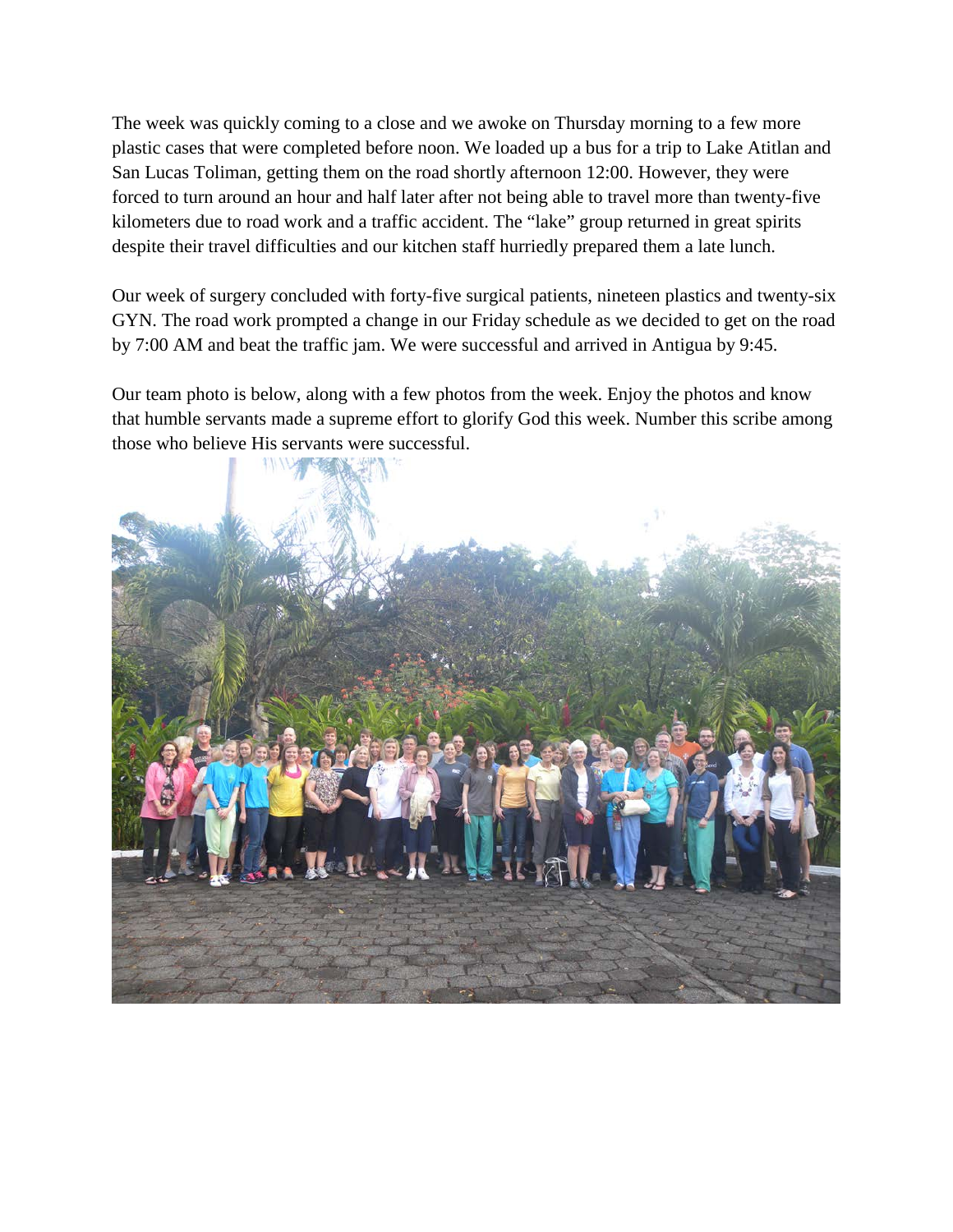The week was quickly coming to a close and we awoke on Thursday morning to a few more plastic cases that were completed before noon. We loaded up a bus for a trip to Lake Atitlan and San Lucas Toliman, getting them on the road shortly afternoon 12:00. However, they were forced to turn around an hour and half later after not being able to travel more than twenty-five kilometers due to road work and a traffic accident. The "lake" group returned in great spirits despite their travel difficulties and our kitchen staff hurriedly prepared them a late lunch.

Our week of surgery concluded with forty-five surgical patients, nineteen plastics and twenty-six GYN. The road work prompted a change in our Friday schedule as we decided to get on the road by 7:00 AM and beat the traffic jam. We were successful and arrived in Antigua by 9:45.

Our team photo is below, along with a few photos from the week. Enjoy the photos and know that humble servants made a supreme effort to glorify God this week. Number this scribe among those who believe His servants were successful.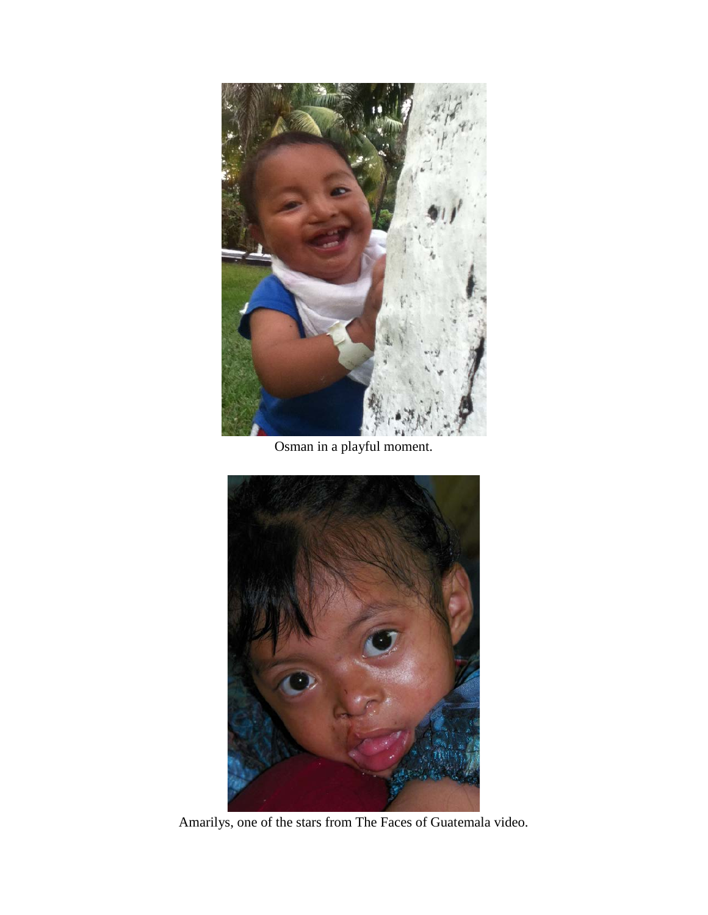Osman in a playful moment.

Amarilys, one of the stars from The Faces of Guatemala video.